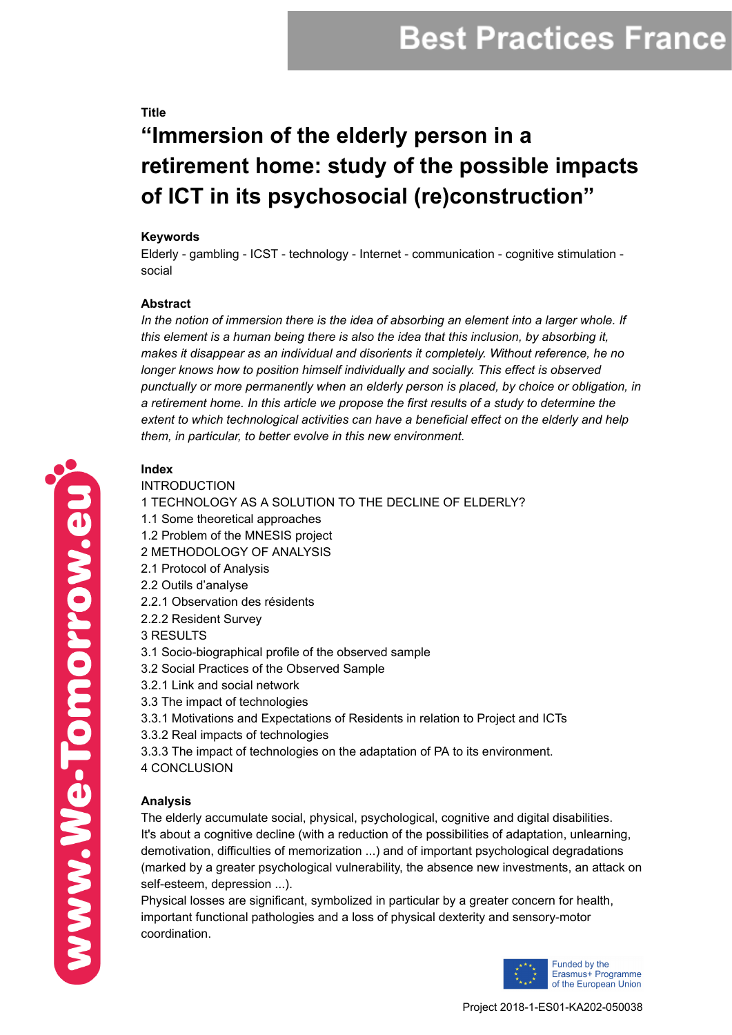# Best Practices France

**Title**

## "Immersion of the elderly person in a retirement home: study of the possible impacts of ICT in its psychosocial (re)construction"

**Keywords**

Elderly - gambling - ICST - technology - Internet - communication - cognitive stimulation - social

**Abstract**

*In the notion of immersion there is the idea of absorbing an element into a larger whole. If this element is a human being there is also the idea that this inclusion, by absorbing it, makes it disappear as an individual and disorients it completely. Without reference, he no longer knows how to position himself individually and socially. This effect is observed punctually or more permanently when an elderly person is placed, by choice or obligation, in a retirement home. In this article we propose the first results of a study to determine the extent to which technological activities can have a beneficial effect on the elderly and help them, in particular, to better evolve in this new environment.*

**Index**

INTRODUCTION
1 TECHNOLOGY AS A SOLUTION TO THE DECLINE OF ELDERLY?
1.1 Some theoretical approaches
1.2 Problem of the MNESIS project
2 METHODOLOGY OF ANALYSIS
2.1 Protocol of Analysis
2.2 Outils d'analyse
2.2.1 Observation des résidents
2.2.2 Resident Survey
3 RESULTS
3.1 Socio-biographical profile of the observed sample
3.2 Social Practices of the Observed Sample
3.2.1 Link and social network
3.3 The impact of technologies
3.3.1 Motivations and Expectations of Residents in relation to Project and ICTs
3.3.2 Real impacts of technologies
3.3.3 The impact of technologies on the adaptation of PA to its environment.
4 CONCLUSION

**Analysis**

The elderly accumulate social, physical, psychological, cognitive and digital disabilities. It's about a cognitive decline (with a reduction of the possibilities of adaptation, unlearning, demotivation, difficulties of memorization ...) and of important psychological degradations (marked by a greater psychological vulnerability, the absence new investments, an attack on self-esteem, depression ...).

Physical losses are significant, symbolized in particular by a greater concern for health, important functional pathologies and a loss of physical dexterity and sensory-motor coordination.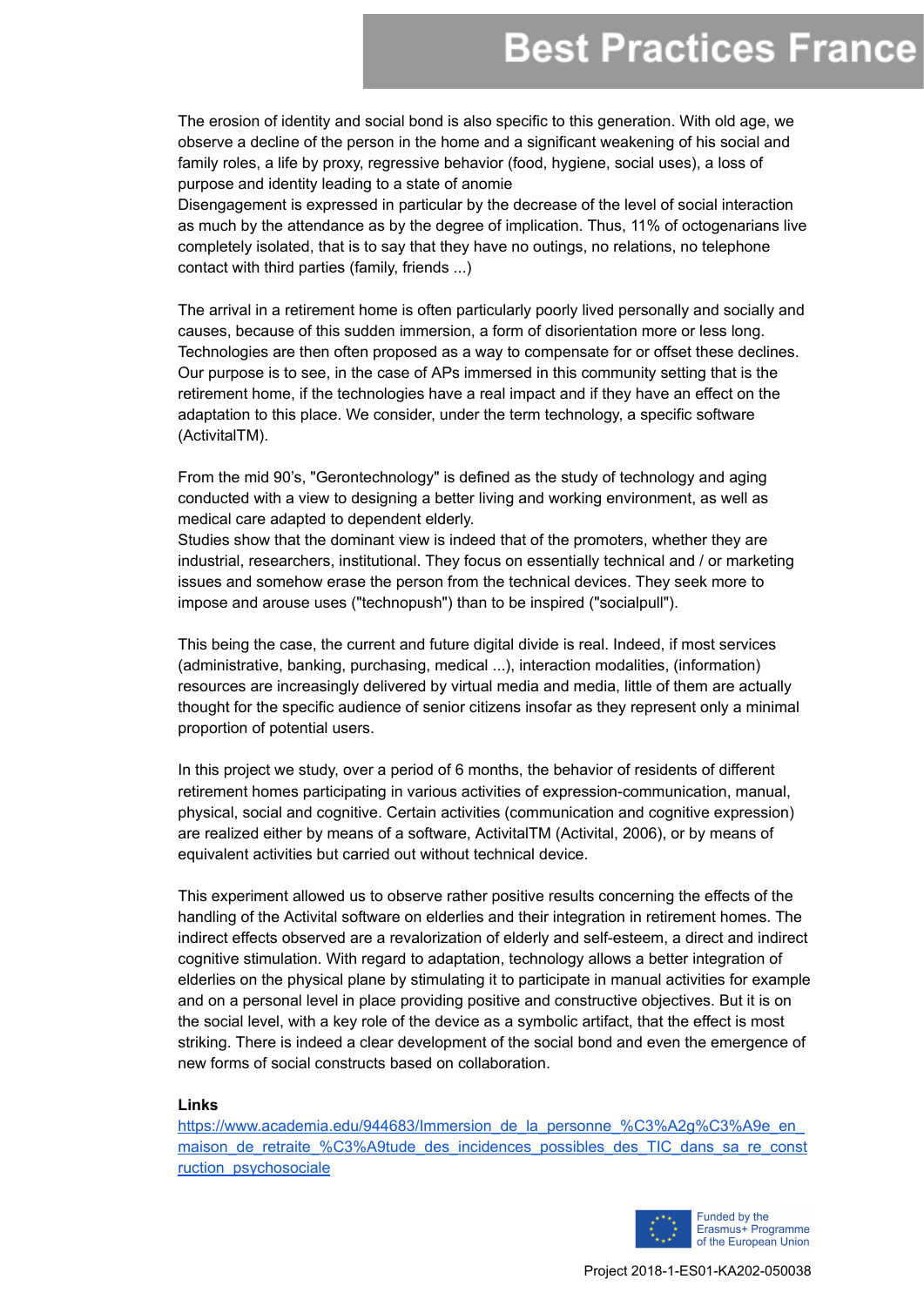The erosion of identity and social bond is also specific to this generation. With old age, we observe a decline of the person in the home and a significant weakening of his social and family roles, a life by proxy, regressive behavior (food, hygiene, social uses), a loss of purpose and identity leading to a state of anomie

Disengagement is expressed in particular by the decrease of the level of social interaction as much by the attendance as by the degree of implication. Thus, 11% of octogenarians live completely isolated, that is to say that they have no outings, no relations, no telephone contact with third parties (family, friends ...)

The arrival in a retirement home is often particularly poorly lived personally and socially and causes, because of this sudden immersion, a form of disorientation more or less long. Technologies are then often proposed as a way to compensate for or offset these declines. Our purpose is to see, in the case of APs immersed in this community setting that is the retirement home, if the technologies have a real impact and if they have an effect on the adaptation to this place. We consider, under the term technology, a specific software (ActivitalTM).

From the mid 90's, "Gerontechnology" is defined as the study of technology and aging conducted with a view to designing a better living and working environment, as well as medical care adapted to dependent elderly.

Studies show that the dominant view is indeed that of the promoters, whether they are industrial, researchers, institutional. They focus on essentially technical and / or marketing issues and somehow erase the person from the technical devices. They seek more to impose and arouse uses ("technopush") than to be inspired ("socialpull").

This being the case, the current and future digital divide is real. Indeed, if most services (administrative, banking, purchasing, medical ...), interaction modalities, (information) resources are increasingly delivered by virtual media and media, little of them are actually thought for the specific audience of senior citizens insofar as they represent only a minimal proportion of potential users.

In this project we study, over a period of 6 months, the behavior of residents of different retirement homes participating in various activities of expression-communication, manual, physical, social and cognitive. Certain activities (communication and cognitive expression) are realized either by means of a software, ActivitalTM (Activital, 2006), or by means of equivalent activities but carried out without technical device.

This experiment allowed us to observe rather positive results concerning the effects of the handling of the Activital software on elderlies and their integration in retirement homes. The indirect effects observed are a revalorization of elderly and self-esteem, a direct and indirect cognitive stimulation. With regard to adaptation, technology allows a better integration of elderlies on the physical plane by stimulating it to participate in manual activities for example and on a personal level in place providing positive and constructive objectives. But it is on the social level, with a key role of the device as a symbolic artifact, that the effect is most striking. There is indeed a clear development of the social bond and even the emergence of new forms of social constructs based on collaboration.

**Links**

https://www.academia.edu/944683/Immersion_de_la_personne_%C3%A2g%C3%A9e_en_maison_de_retraite_%C3%A9tude_des_incidences_possibles_des_TIC_dans_sa_re_construction_psychosociale

Funded by the Erasmus+ Programme of the European Union

Project 2018-1-ES01-KA202-050038